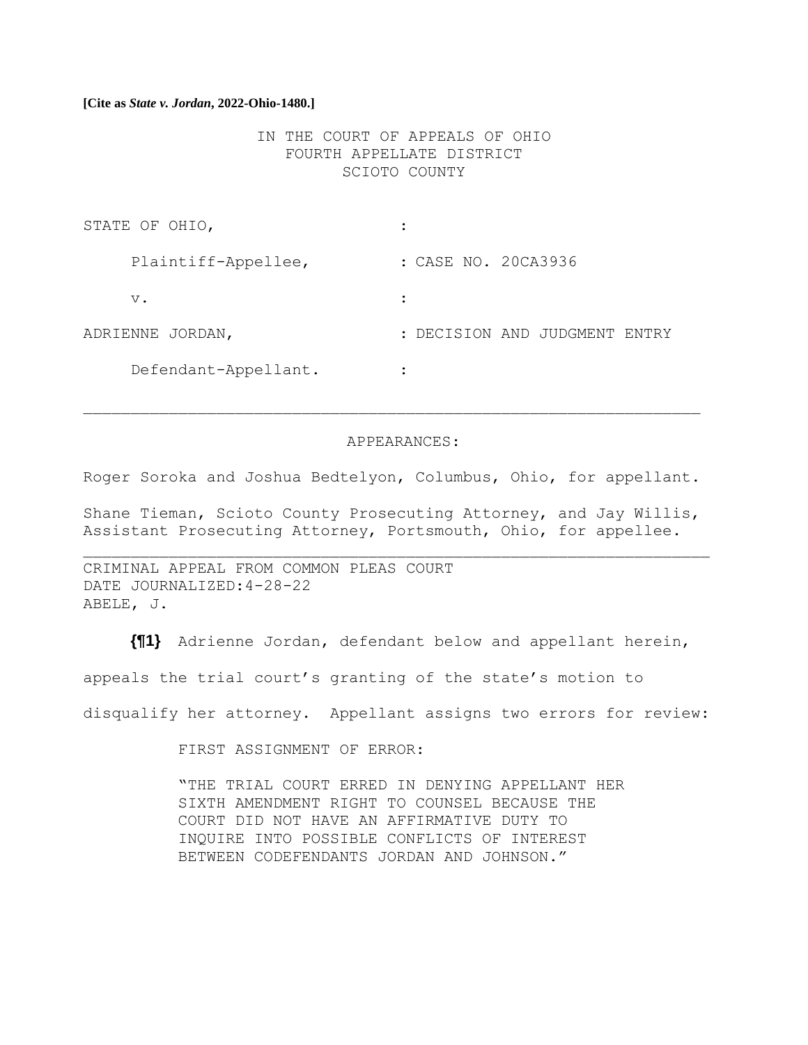**[Cite as *State v. Jordan*, 2022-Ohio-1480.]**

IN THE COURT OF APPEALS OF OHIO
FOURTH APPELLATE DISTRICT
SCIOTO COUNTY

| | |
|---|---|
| STATE OF OHIO, | : |
| Plaintiff-Appellee, | : CASE NO. 20CA3936 |
| v. | : |
| ADRIENNE JORDAN, | : DECISION AND JUDGMENT ENTRY |
| Defendant-Appellant. | : |

---

APPEARANCES:

Roger Soroka and Joshua Bedtelyon, Columbus, Ohio, for appellant.

Shane Tieman, Scioto County Prosecuting Attorney, and Jay Willis, Assistant Prosecuting Attorney, Portsmouth, Ohio, for appellee.

---

CRIMINAL APPEAL FROM COMMON PLEAS COURT
DATE JOURNALIZED:4-28-22
ABELE, J.

**{¶1}** Adrienne Jordan, defendant below and appellant herein, appeals the trial court's granting of the state's motion to disqualify her attorney. Appellant assigns two errors for review:

FIRST ASSIGNMENT OF ERROR:

"THE TRIAL COURT ERRED IN DENYING APPELLANT HER SIXTH AMENDMENT RIGHT TO COUNSEL BECAUSE THE COURT DID NOT HAVE AN AFFIRMATIVE DUTY TO INQUIRE INTO POSSIBLE CONFLICTS OF INTEREST BETWEEN CODEFENDANTS JORDAN AND JOHNSON."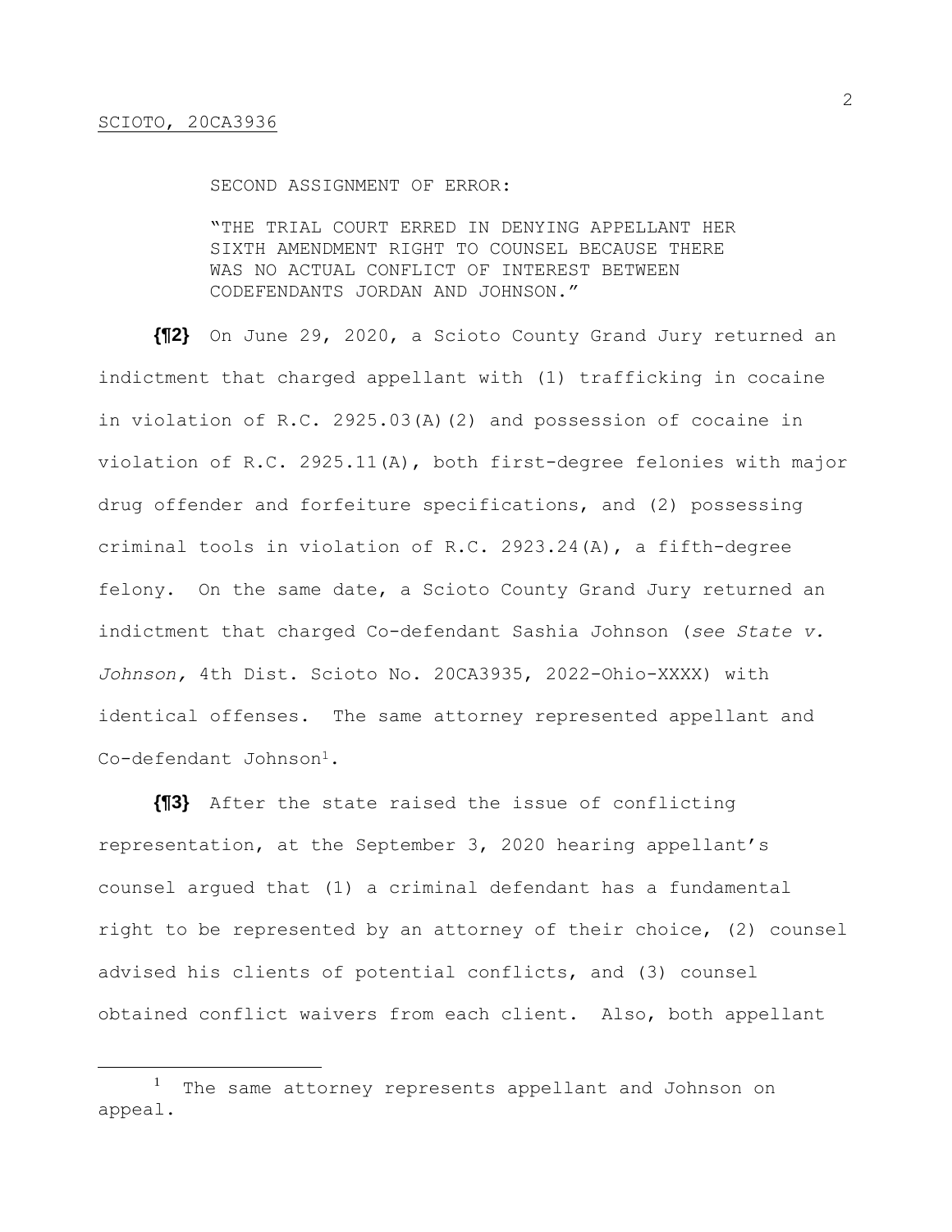SECOND ASSIGNMENT OF ERROR:

"THE TRIAL COURT ERRED IN DENYING APPELLANT HER SIXTH AMENDMENT RIGHT TO COUNSEL BECAUSE THERE WAS NO ACTUAL CONFLICT OF INTEREST BETWEEN CODEFENDANTS JORDAN AND JOHNSON."

**{¶2}** On June 29, 2020, a Scioto County Grand Jury returned an indictment that charged appellant with (1) trafficking in cocaine in violation of R.C. 2925.03(A)(2) and possession of cocaine in violation of R.C. 2925.11(A), both first-degree felonies with major drug offender and forfeiture specifications, and (2) possessing criminal tools in violation of R.C. 2923.24(A), a fifth-degree felony. On the same date, a Scioto County Grand Jury returned an indictment that charged Co-defendant Sashia Johnson (*see State v. Johnson,* 4th Dist. Scioto No. 20CA3935, 2022-Ohio-XXXX) with identical offenses. The same attorney represented appellant and Co-defendant Johnson[1].

**{¶3}** After the state raised the issue of conflicting representation, at the September 3, 2020 hearing appellant's counsel argued that (1) a criminal defendant has a fundamental right to be represented by an attorney of their choice, (2) counsel advised his clients of potential conflicts, and (3) counsel obtained conflict waivers from each client. Also, both appellant

---

[1] The same attorney represents appellant and Johnson on appeal.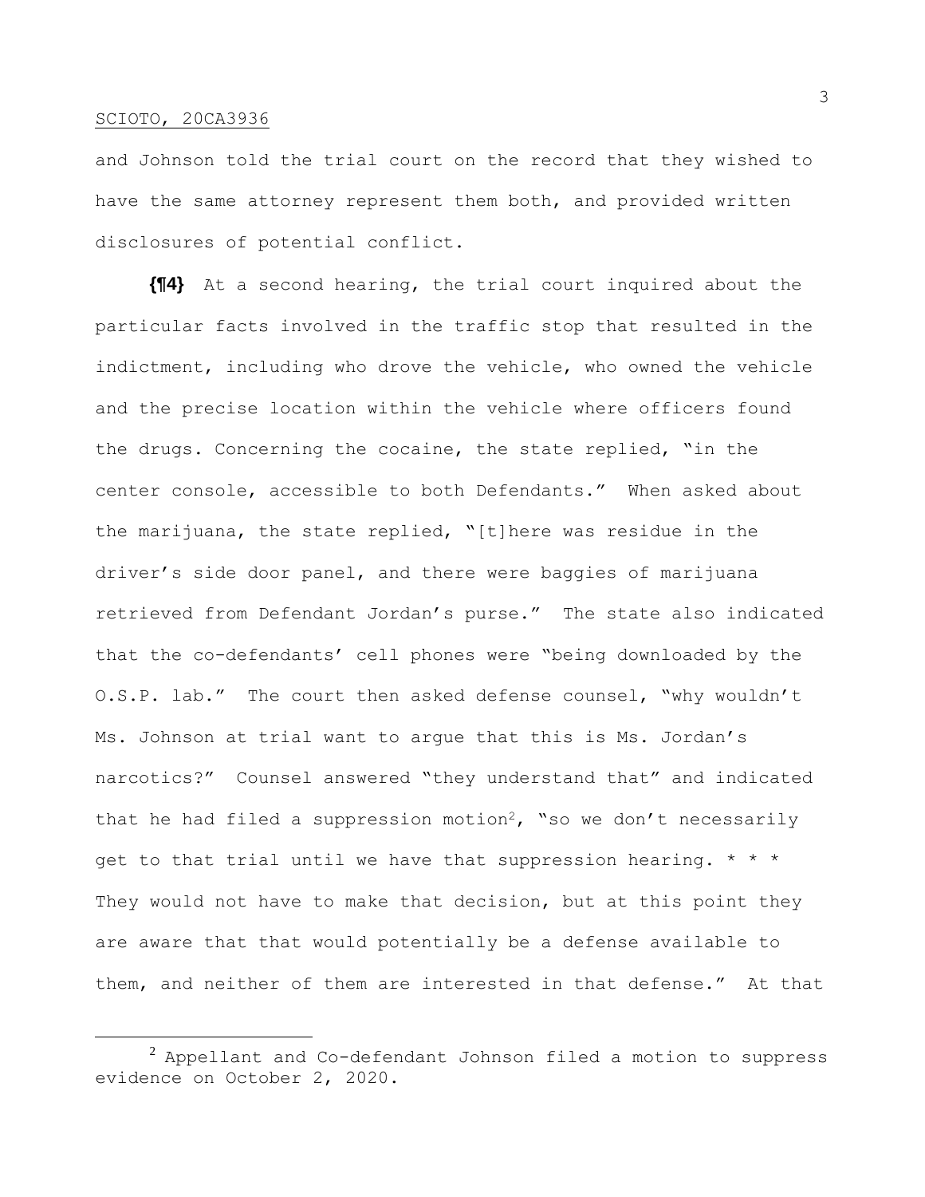and Johnson told the trial court on the record that they wished to have the same attorney represent them both, and provided written disclosures of potential conflict.

**{¶4}** At a second hearing, the trial court inquired about the particular facts involved in the traffic stop that resulted in the indictment, including who drove the vehicle, who owned the vehicle and the precise location within the vehicle where officers found the drugs. Concerning the cocaine, the state replied, "in the center console, accessible to both Defendants." When asked about the marijuana, the state replied, "[t]here was residue in the driver's side door panel, and there were baggies of marijuana retrieved from Defendant Jordan's purse." The state also indicated that the co-defendants' cell phones were "being downloaded by the O.S.P. lab." The court then asked defense counsel, "why wouldn't Ms. Johnson at trial want to argue that this is Ms. Jordan's narcotics?" Counsel answered "they understand that" and indicated that he had filed a suppression motion[2], "so we don't necessarily get to that trial until we have that suppression hearing. * * * They would not have to make that decision, but at this point they are aware that that would potentially be a defense available to them, and neither of them are interested in that defense." At that

---

[2] Appellant and Co-defendant Johnson filed a motion to suppress evidence on October 2, 2020.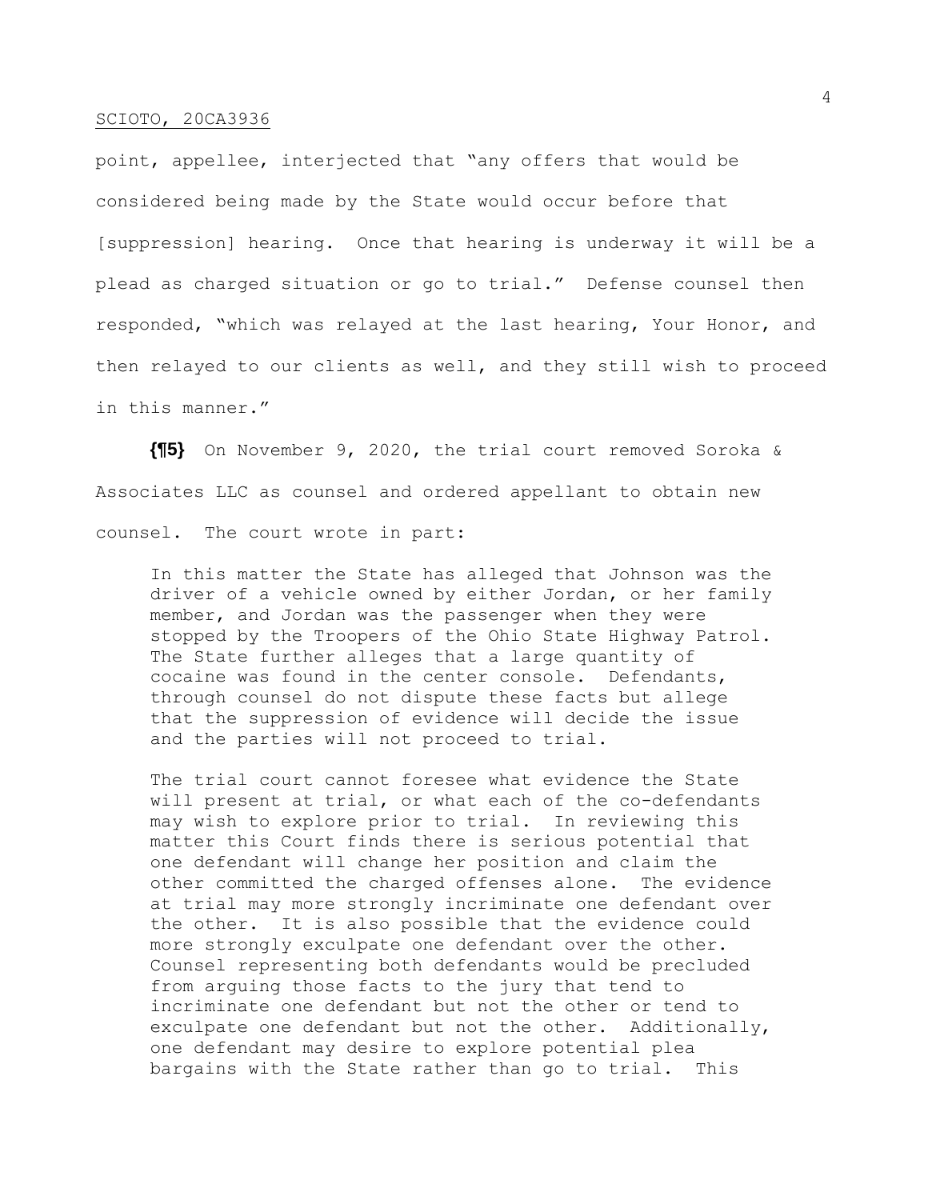point, appellee, interjected that "any offers that would be considered being made by the State would occur before that [suppression] hearing. Once that hearing is underway it will be a plead as charged situation or go to trial." Defense counsel then responded, "which was relayed at the last hearing, Your Honor, and then relayed to our clients as well, and they still wish to proceed in this manner."

**{¶5}** On November 9, 2020, the trial court removed Soroka & Associates LLC as counsel and ordered appellant to obtain new counsel. The court wrote in part:

> In this matter the State has alleged that Johnson was the driver of a vehicle owned by either Jordan, or her family member, and Jordan was the passenger when they were stopped by the Troopers of the Ohio State Highway Patrol. The State further alleges that a large quantity of cocaine was found in the center console. Defendants, through counsel do not dispute these facts but allege that the suppression of evidence will decide the issue and the parties will not proceed to trial.
>
> The trial court cannot foresee what evidence the State will present at trial, or what each of the co-defendants may wish to explore prior to trial. In reviewing this matter this Court finds there is serious potential that one defendant will change her position and claim the other committed the charged offenses alone. The evidence at trial may more strongly incriminate one defendant over the other. It is also possible that the evidence could more strongly exculpate one defendant over the other. Counsel representing both defendants would be precluded from arguing those facts to the jury that tend to incriminate one defendant but not the other or tend to exculpate one defendant but not the other. Additionally, one defendant may desire to explore potential plea bargains with the State rather than go to trial. This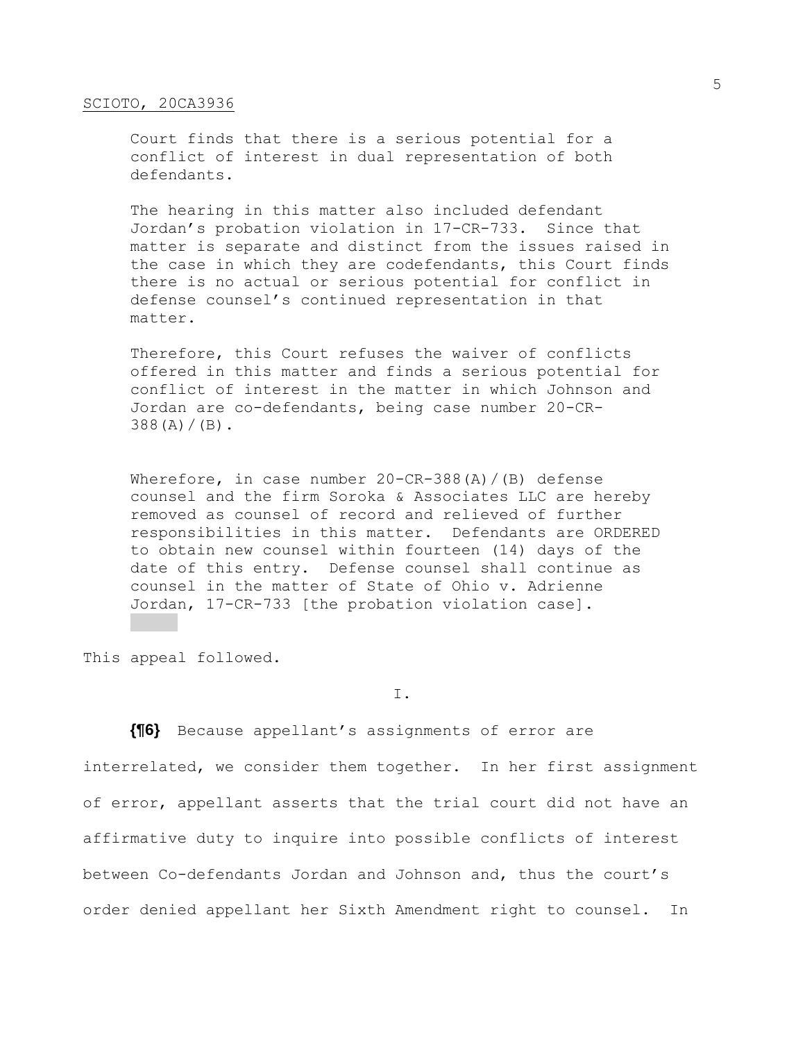Court finds that there is a serious potential for a conflict of interest in dual representation of both defendants.

> The hearing in this matter also included defendant Jordan's probation violation in 17-CR-733. Since that matter is separate and distinct from the issues raised in the case in which they are codefendants, this Court finds there is no actual or serious potential for conflict in defense counsel's continued representation in that matter.
>
> Therefore, this Court refuses the waiver of conflicts offered in this matter and finds a serious potential for conflict of interest in the matter in which Johnson and Jordan are co-defendants, being case number 20-CR-388(A)/(B).
>
> Wherefore, in case number 20-CR-388(A)/(B) defense counsel and the firm Soroka & Associates LLC are hereby removed as counsel of record and relieved of further responsibilities in this matter. Defendants are ORDERED to obtain new counsel within fourteen (14) days of the date of this entry. Defense counsel shall continue as counsel in the matter of State of Ohio v. Adrienne Jordan, 17-CR-733 [the probation violation case].

This appeal followed.

I.

**{¶6}** Because appellant's assignments of error are interrelated, we consider them together. In her first assignment of error, appellant asserts that the trial court did not have an affirmative duty to inquire into possible conflicts of interest between Co-defendants Jordan and Johnson and, thus the court's order denied appellant her Sixth Amendment right to counsel. In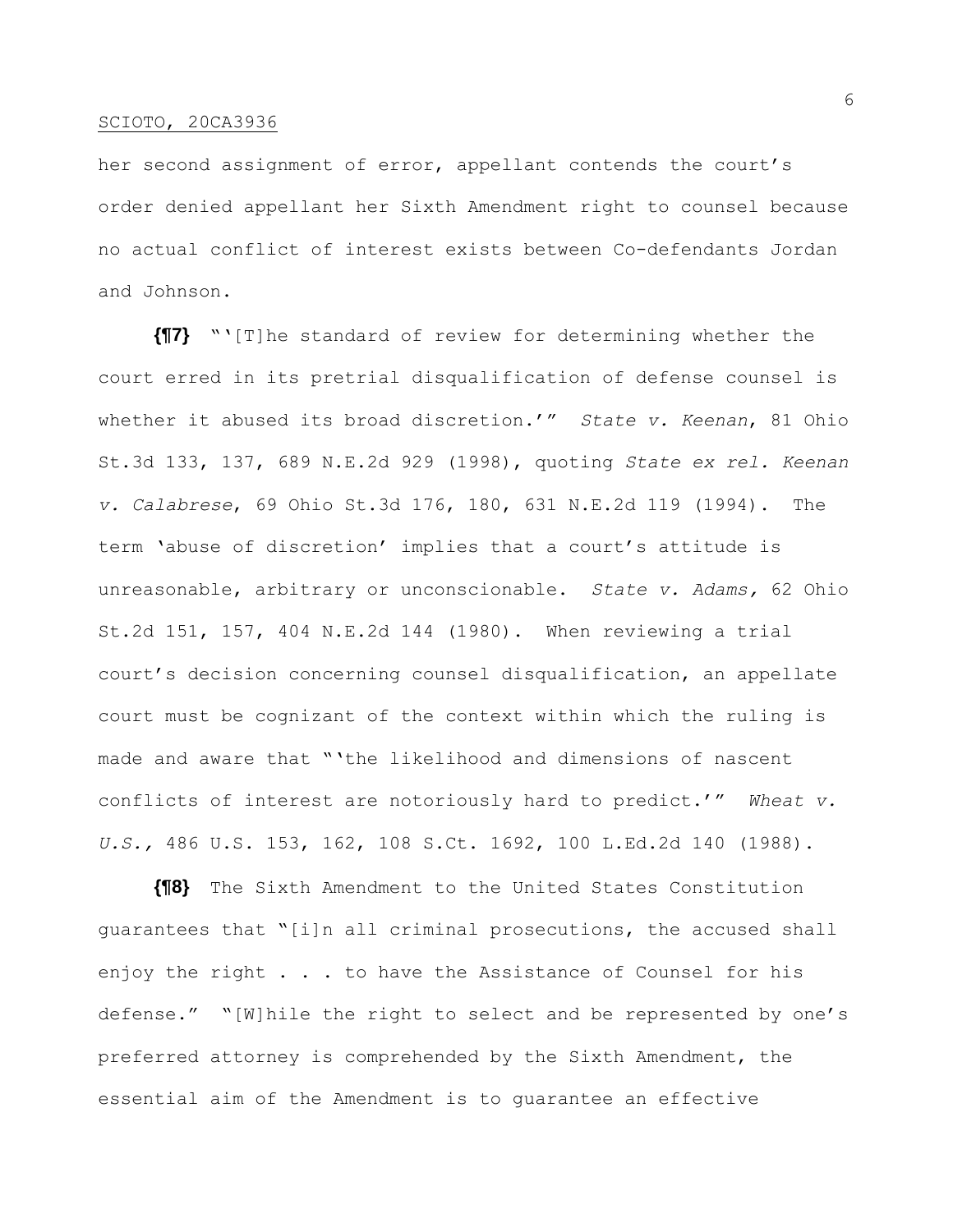her second assignment of error, appellant contends the court's order denied appellant her Sixth Amendment right to counsel because no actual conflict of interest exists between Co-defendants Jordan and Johnson.

**{¶7}** "'[T]he standard of review for determining whether the court erred in its pretrial disqualification of defense counsel is whether it abused its broad discretion.'" *State v. Keenan*, 81 Ohio St.3d 133, 137, 689 N.E.2d 929 (1998), quoting *State ex rel. Keenan v. Calabrese*, 69 Ohio St.3d 176, 180, 631 N.E.2d 119 (1994). The term 'abuse of discretion' implies that a court's attitude is unreasonable, arbitrary or unconscionable. *State v. Adams,* 62 Ohio St.2d 151, 157, 404 N.E.2d 144 (1980). When reviewing a trial court's decision concerning counsel disqualification, an appellate court must be cognizant of the context within which the ruling is made and aware that "'the likelihood and dimensions of nascent conflicts of interest are notoriously hard to predict.'" *Wheat v. U.S.,* 486 U.S. 153, 162, 108 S.Ct. 1692, 100 L.Ed.2d 140 (1988).

**{¶8}** The Sixth Amendment to the United States Constitution guarantees that "[i]n all criminal prosecutions, the accused shall enjoy the right . . . to have the Assistance of Counsel for his defense." "[W]hile the right to select and be represented by one's preferred attorney is comprehended by the Sixth Amendment, the essential aim of the Amendment is to guarantee an effective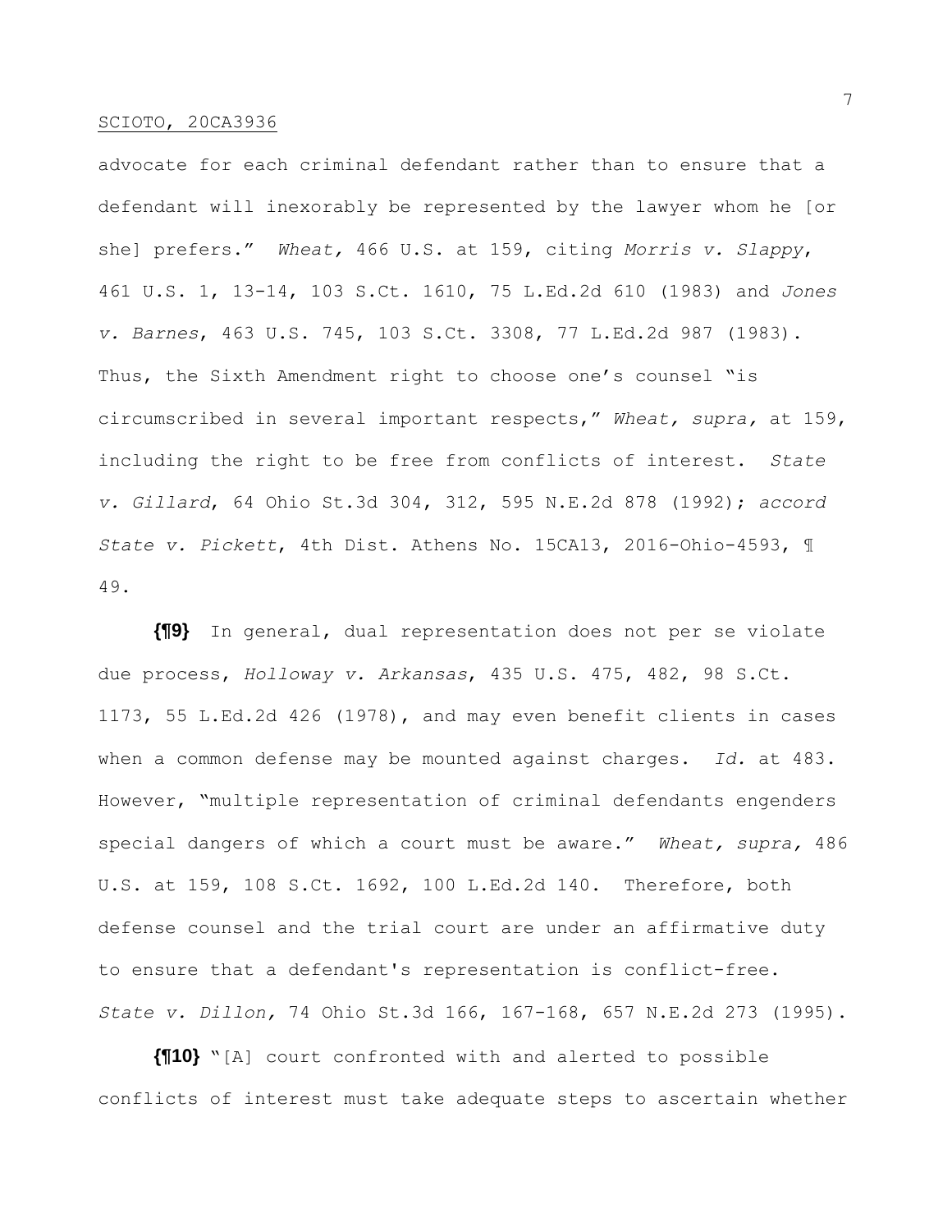advocate for each criminal defendant rather than to ensure that a defendant will inexorably be represented by the lawyer whom he [or she] prefers." *Wheat,* 466 U.S. at 159, citing *Morris v. Slappy*, 461 U.S. 1, 13-14, 103 S.Ct. 1610, 75 L.Ed.2d 610 (1983) and *Jones v. Barnes*, 463 U.S. 745, 103 S.Ct. 3308, 77 L.Ed.2d 987 (1983). Thus, the Sixth Amendment right to choose one's counsel "is circumscribed in several important respects," *Wheat, supra,* at 159, including the right to be free from conflicts of interest. *State v. Gillard*, 64 Ohio St.3d 304, 312, 595 N.E.2d 878 (1992); *accord State v. Pickett*, 4th Dist. Athens No. 15CA13, 2016-Ohio-4593, ¶ 49.

**{¶9}** In general, dual representation does not per se violate due process, *Holloway v. Arkansas*, 435 U.S. 475, 482, 98 S.Ct. 1173, 55 L.Ed.2d 426 (1978), and may even benefit clients in cases when a common defense may be mounted against charges. *Id.* at 483. However, "multiple representation of criminal defendants engenders special dangers of which a court must be aware." *Wheat, supra,* 486 U.S. at 159, 108 S.Ct. 1692, 100 L.Ed.2d 140. Therefore, both defense counsel and the trial court are under an affirmative duty to ensure that a defendant's representation is conflict-free. *State v. Dillon,* 74 Ohio St.3d 166, 167-168, 657 N.E.2d 273 (1995).

**{¶10}** "[A] court confronted with and alerted to possible conflicts of interest must take adequate steps to ascertain whether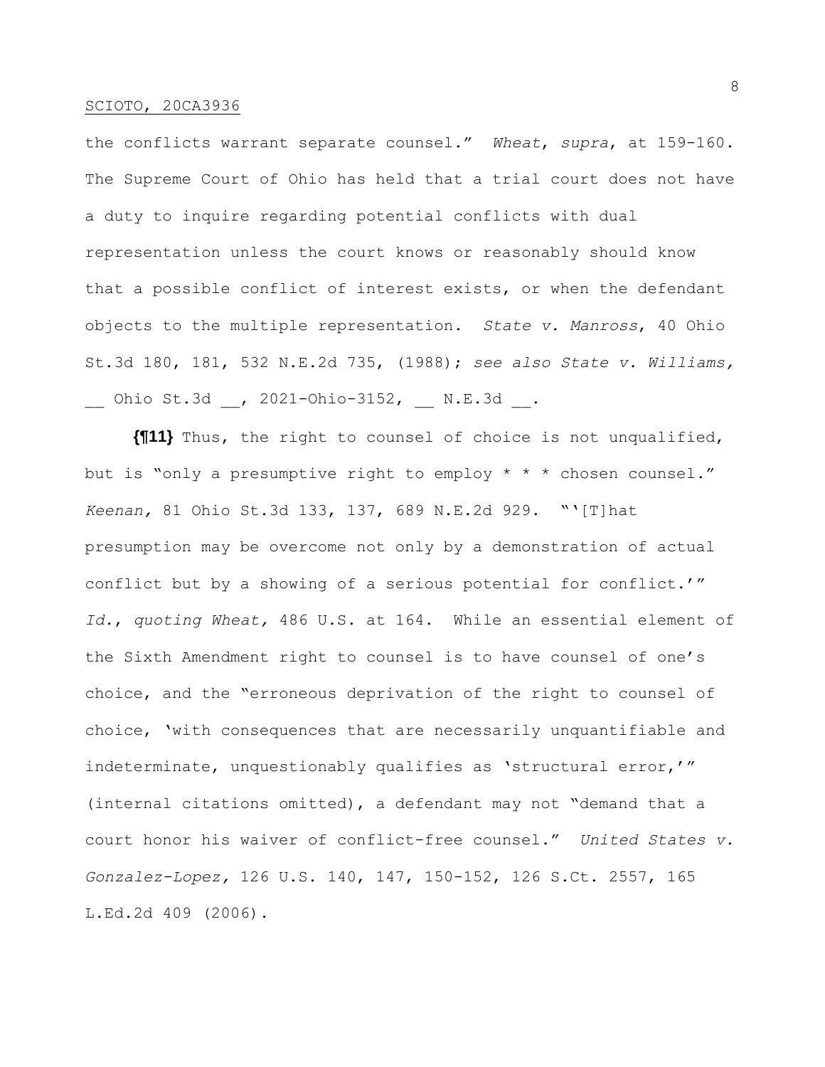the conflicts warrant separate counsel." *Wheat*, *supra*, at 159-160. The Supreme Court of Ohio has held that a trial court does not have a duty to inquire regarding potential conflicts with dual representation unless the court knows or reasonably should know that a possible conflict of interest exists, or when the defendant objects to the multiple representation. *State v. Manross*, 40 Ohio St.3d 180, 181, 532 N.E.2d 735, (1988); *see also State v. Williams,* __ Ohio St.3d __, 2021-Ohio-3152, __ N.E.3d __.

**{¶11}** Thus, the right to counsel of choice is not unqualified, but is "only a presumptive right to employ * * * chosen counsel." *Keenan,* 81 Ohio St.3d 133, 137, 689 N.E.2d 929. "'[T]hat presumption may be overcome not only by a demonstration of actual conflict but by a showing of a serious potential for conflict.'" *Id.*, *quoting Wheat,* 486 U.S. at 164. While an essential element of the Sixth Amendment right to counsel is to have counsel of one's choice, and the "erroneous deprivation of the right to counsel of choice, 'with consequences that are necessarily unquantifiable and indeterminate, unquestionably qualifies as 'structural error,'" (internal citations omitted), a defendant may not "demand that a court honor his waiver of conflict-free counsel." *United States v. Gonzalez-Lopez,* 126 U.S. 140, 147, 150-152, 126 S.Ct. 2557, 165 L.Ed.2d 409 (2006).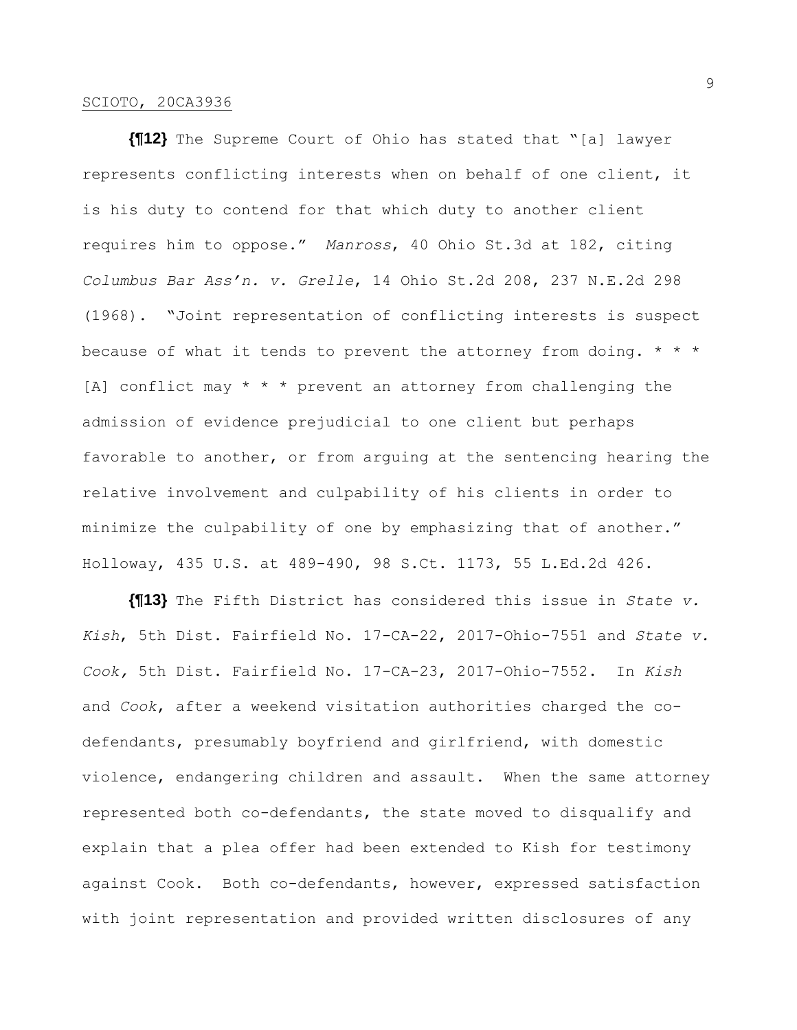**{¶12}** The Supreme Court of Ohio has stated that "[a] lawyer represents conflicting interests when on behalf of one client, it is his duty to contend for that which duty to another client requires him to oppose." *Manross*, 40 Ohio St.3d at 182, citing *Columbus Bar Ass'n. v. Grelle*, 14 Ohio St.2d 208, 237 N.E.2d 298 (1968). "Joint representation of conflicting interests is suspect because of what it tends to prevent the attorney from doing. * * * [A] conflict may * * * prevent an attorney from challenging the admission of evidence prejudicial to one client but perhaps favorable to another, or from arguing at the sentencing hearing the relative involvement and culpability of his clients in order to minimize the culpability of one by emphasizing that of another." Holloway, 435 U.S. at 489-490, 98 S.Ct. 1173, 55 L.Ed.2d 426.

**{¶13}** The Fifth District has considered this issue in *State v. Kish*, 5th Dist. Fairfield No. 17-CA-22, 2017-Ohio-7551 and *State v. Cook,* 5th Dist. Fairfield No. 17-CA-23, 2017-Ohio-7552. In *Kish* and *Cook*, after a weekend visitation authorities charged the co-defendants, presumably boyfriend and girlfriend, with domestic violence, endangering children and assault. When the same attorney represented both co-defendants, the state moved to disqualify and explain that a plea offer had been extended to Kish for testimony against Cook. Both co-defendants, however, expressed satisfaction with joint representation and provided written disclosures of any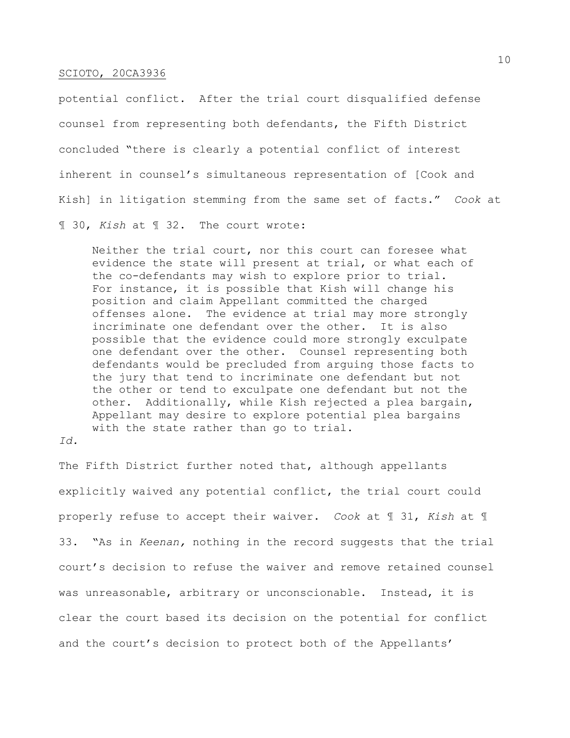potential conflict. After the trial court disqualified defense counsel from representing both defendants, the Fifth District concluded "there is clearly a potential conflict of interest inherent in counsel's simultaneous representation of [Cook and Kish] in litigation stemming from the same set of facts." *Cook* at ¶ 30, *Kish* at ¶ 32. The court wrote:

> Neither the trial court, nor this court can foresee what evidence the state will present at trial, or what each of the co-defendants may wish to explore prior to trial. For instance, it is possible that Kish will change his position and claim Appellant committed the charged offenses alone. The evidence at trial may more strongly incriminate one defendant over the other. It is also possible that the evidence could more strongly exculpate one defendant over the other. Counsel representing both defendants would be precluded from arguing those facts to the jury that tend to incriminate one defendant but not the other or tend to exculpate one defendant but not the other. Additionally, while Kish rejected a plea bargain, Appellant may desire to explore potential plea bargains with the state rather than go to trial.

*Id.*

The Fifth District further noted that, although appellants explicitly waived any potential conflict, the trial court could properly refuse to accept their waiver. *Cook* at ¶ 31, *Kish* at ¶ 33. "As in *Keenan,* nothing in the record suggests that the trial court's decision to refuse the waiver and remove retained counsel was unreasonable, arbitrary or unconscionable. Instead, it is clear the court based its decision on the potential for conflict and the court's decision to protect both of the Appellants'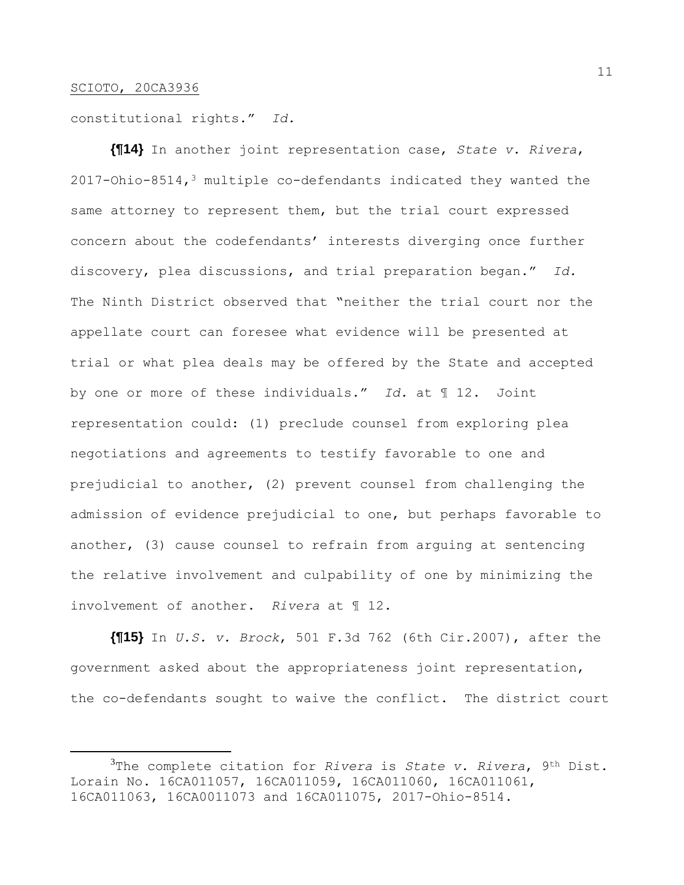constitutional rights." *Id.*

**{¶14}** In another joint representation case, *State v. Rivera*, 2017-Ohio-8514,[3] multiple co-defendants indicated they wanted the same attorney to represent them, but the trial court expressed concern about the codefendants' interests diverging once further discovery, plea discussions, and trial preparation began." *Id.* The Ninth District observed that "neither the trial court nor the appellate court can foresee what evidence will be presented at trial or what plea deals may be offered by the State and accepted by one or more of these individuals." *Id.* at ¶ 12. Joint representation could: (1) preclude counsel from exploring plea negotiations and agreements to testify favorable to one and prejudicial to another, (2) prevent counsel from challenging the admission of evidence prejudicial to one, but perhaps favorable to another, (3) cause counsel to refrain from arguing at sentencing the relative involvement and culpability of one by minimizing the involvement of another. *Rivera* at ¶ 12.

**{¶15}** In *U.S. v. Brock*, 501 F.3d 762 (6th Cir.2007), after the government asked about the appropriateness joint representation, the co-defendants sought to waive the conflict. The district court

---

[3] The complete citation for *Rivera* is *State v. Rivera*, 9th Dist. Lorain No. 16CA011057, 16CA011059, 16CA011060, 16CA011061, 16CA011063, 16CA0011073 and 16CA011075, 2017-Ohio-8514.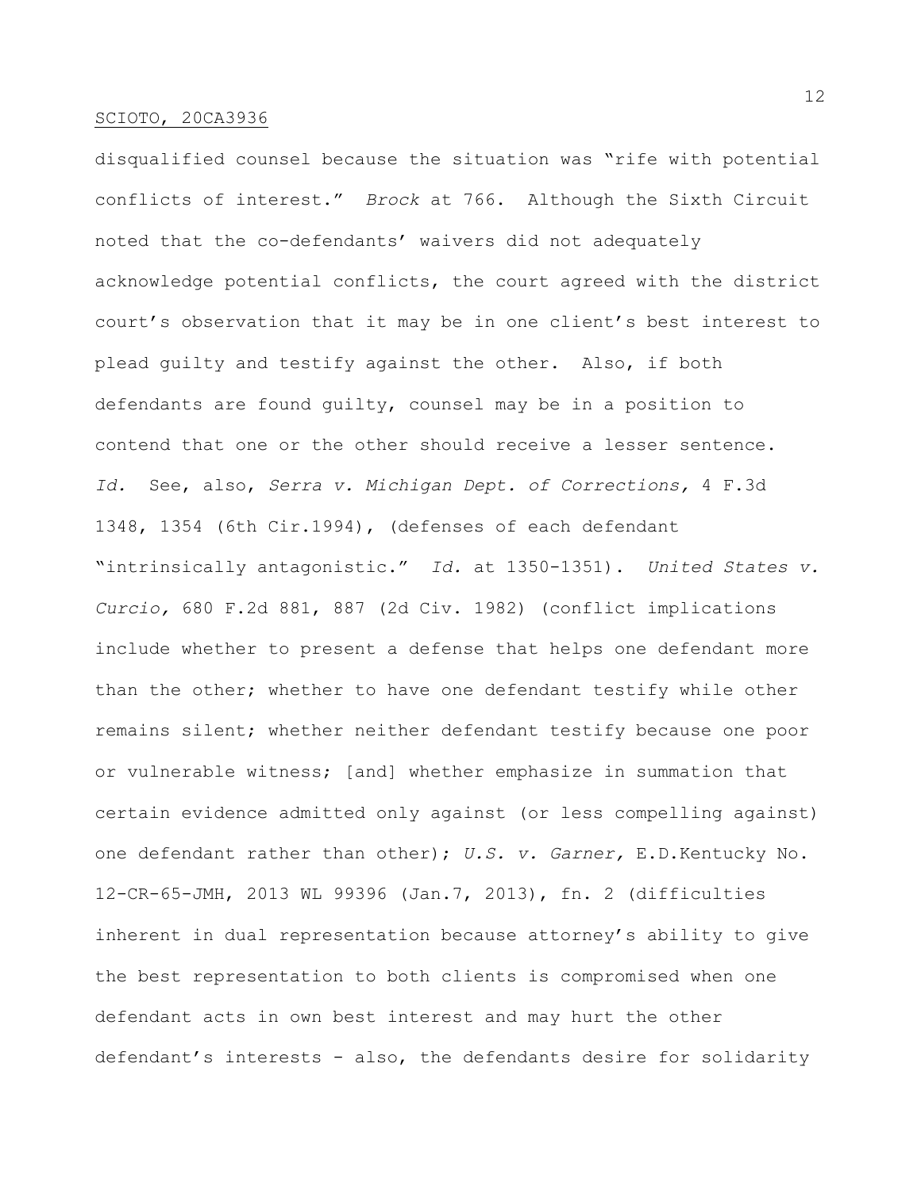disqualified counsel because the situation was "rife with potential conflicts of interest." *Brock* at 766. Although the Sixth Circuit noted that the co-defendants' waivers did not adequately acknowledge potential conflicts, the court agreed with the district court's observation that it may be in one client's best interest to plead guilty and testify against the other. Also, if both defendants are found guilty, counsel may be in a position to contend that one or the other should receive a lesser sentence. *Id.* See, also, *Serra v. Michigan Dept. of Corrections,* 4 F.3d 1348, 1354 (6th Cir.1994), (defenses of each defendant "intrinsically antagonistic." *Id.* at 1350-1351). *United States v. Curcio,* 680 F.2d 881, 887 (2d Civ. 1982) (conflict implications include whether to present a defense that helps one defendant more than the other; whether to have one defendant testify while other remains silent; whether neither defendant testify because one poor or vulnerable witness; [and] whether emphasize in summation that certain evidence admitted only against (or less compelling against) one defendant rather than other); *U.S. v. Garner,* E.D.Kentucky No. 12-CR-65-JMH, 2013 WL 99396 (Jan.7, 2013), fn. 2 (difficulties inherent in dual representation because attorney's ability to give the best representation to both clients is compromised when one defendant acts in own best interest and may hurt the other defendant's interests - also, the defendants desire for solidarity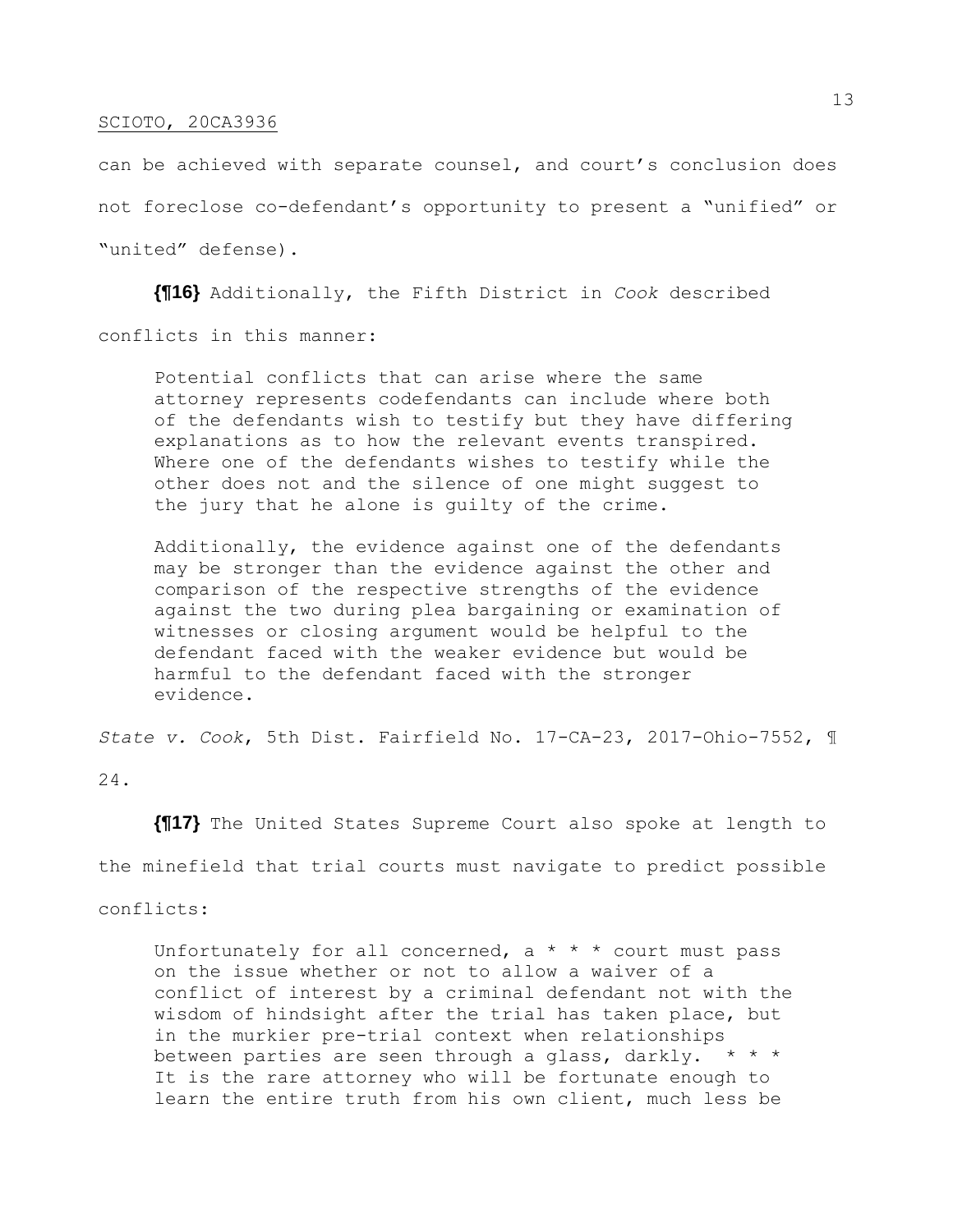can be achieved with separate counsel, and court's conclusion does not foreclose co-defendant's opportunity to present a "unified" or "united" defense).

**{¶16}** Additionally, the Fifth District in *Cook* described conflicts in this manner:

> Potential conflicts that can arise where the same attorney represents codefendants can include where both of the defendants wish to testify but they have differing explanations as to how the relevant events transpired. Where one of the defendants wishes to testify while the other does not and the silence of one might suggest to the jury that he alone is guilty of the crime.
>
> Additionally, the evidence against one of the defendants may be stronger than the evidence against the other and comparison of the respective strengths of the evidence against the two during plea bargaining or examination of witnesses or closing argument would be helpful to the defendant faced with the weaker evidence but would be harmful to the defendant faced with the stronger evidence.

*State v. Cook*, 5th Dist. Fairfield No. 17-CA-23, 2017-Ohio-7552, ¶ 24.

**{¶17}** The United States Supreme Court also spoke at length to the minefield that trial courts must navigate to predict possible conflicts:

> Unfortunately for all concerned, a * * * court must pass on the issue whether or not to allow a waiver of a conflict of interest by a criminal defendant not with the wisdom of hindsight after the trial has taken place, but in the murkier pre-trial context when relationships between parties are seen through a glass, darkly. * * * It is the rare attorney who will be fortunate enough to learn the entire truth from his own client, much less be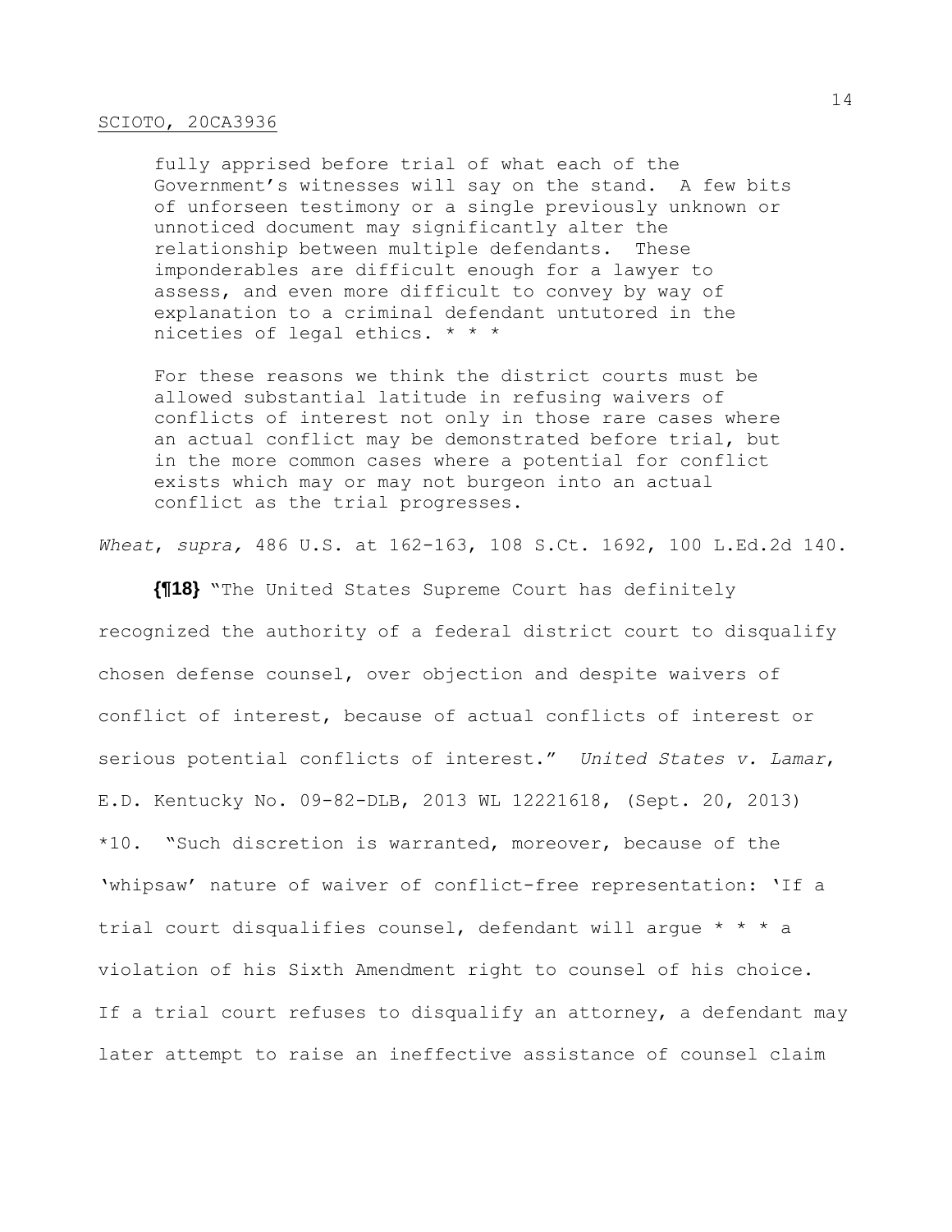> fully apprised before trial of what each of the Government's witnesses will say on the stand. A few bits of unforseen testimony or a single previously unknown or unnoticed document may significantly alter the relationship between multiple defendants. These imponderables are difficult enough for a lawyer to assess, and even more difficult to convey by way of explanation to a criminal defendant untutored in the niceties of legal ethics. * * *
>
> For these reasons we think the district courts must be allowed substantial latitude in refusing waivers of conflicts of interest not only in those rare cases where an actual conflict may be demonstrated before trial, but in the more common cases where a potential for conflict exists which may or may not burgeon into an actual conflict as the trial progresses.

*Wheat*, *supra,* 486 U.S. at 162-163, 108 S.Ct. 1692, 100 L.Ed.2d 140.

**{¶18}** "The United States Supreme Court has definitely recognized the authority of a federal district court to disqualify chosen defense counsel, over objection and despite waivers of conflict of interest, because of actual conflicts of interest or serious potential conflicts of interest." *United States v. Lamar*, E.D. Kentucky No. 09-82-DLB, 2013 WL 12221618, (Sept. 20, 2013) *10. "Such discretion is warranted, moreover, because of the 'whipsaw' nature of waiver of conflict-free representation: 'If a trial court disqualifies counsel, defendant will argue * * * a violation of his Sixth Amendment right to counsel of his choice. If a trial court refuses to disqualify an attorney, a defendant may later attempt to raise an ineffective assistance of counsel claim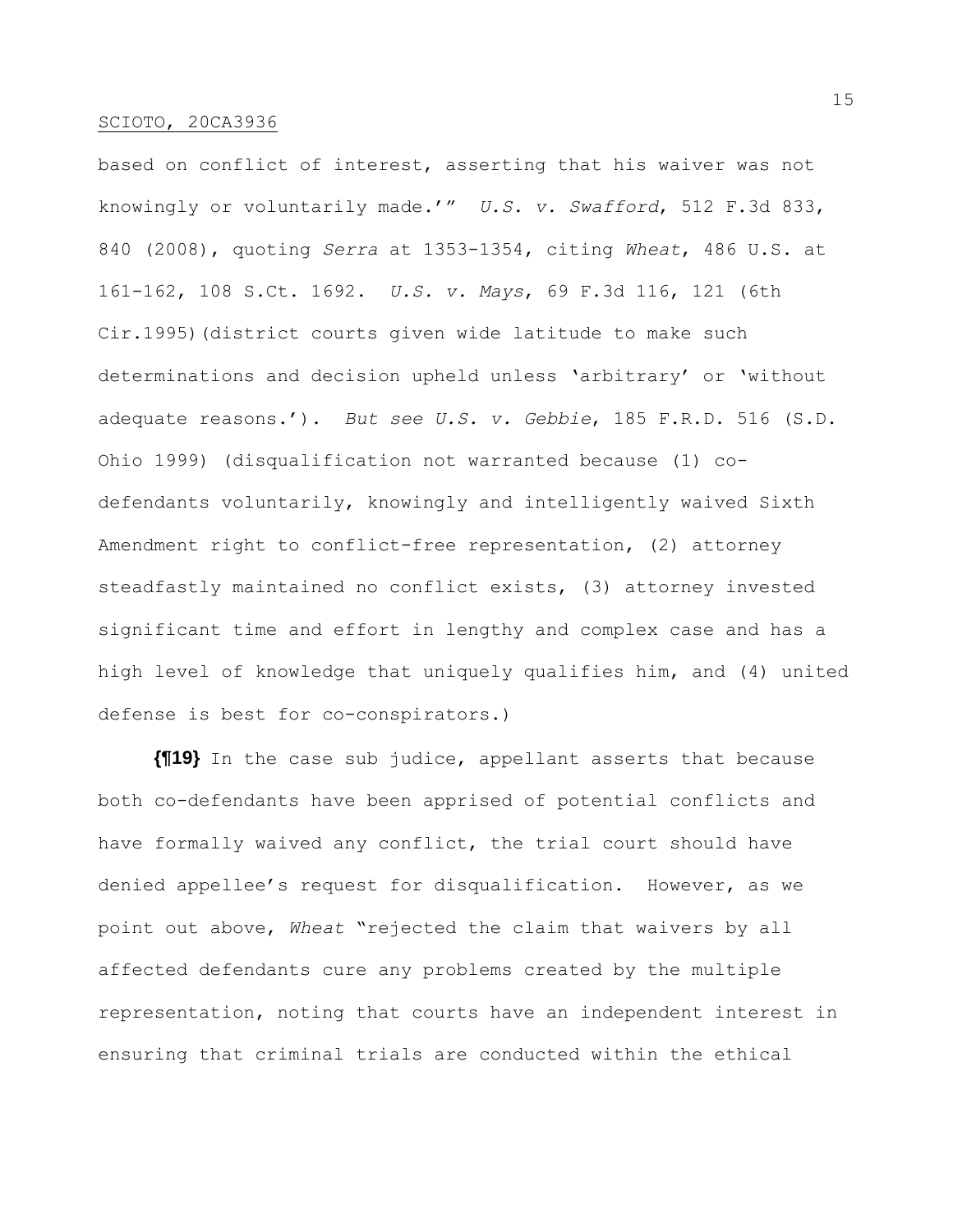based on conflict of interest, asserting that his waiver was not knowingly or voluntarily made.'" *U.S. v. Swafford*, 512 F.3d 833, 840 (2008), quoting *Serra* at 1353-1354, citing *Wheat*, 486 U.S. at 161-162, 108 S.Ct. 1692. *U.S. v. Mays*, 69 F.3d 116, 121 (6th Cir.1995)(district courts given wide latitude to make such determinations and decision upheld unless 'arbitrary' or 'without adequate reasons.'). *But see U.S. v. Gebbie*, 185 F.R.D. 516 (S.D. Ohio 1999) (disqualification not warranted because (1) co-defendants voluntarily, knowingly and intelligently waived Sixth Amendment right to conflict-free representation, (2) attorney steadfastly maintained no conflict exists, (3) attorney invested significant time and effort in lengthy and complex case and has a high level of knowledge that uniquely qualifies him, and (4) united defense is best for co-conspirators.)

**{¶19}** In the case sub judice, appellant asserts that because both co-defendants have been apprised of potential conflicts and have formally waived any conflict, the trial court should have denied appellee's request for disqualification. However, as we point out above, *Wheat* "rejected the claim that waivers by all affected defendants cure any problems created by the multiple representation, noting that courts have an independent interest in ensuring that criminal trials are conducted within the ethical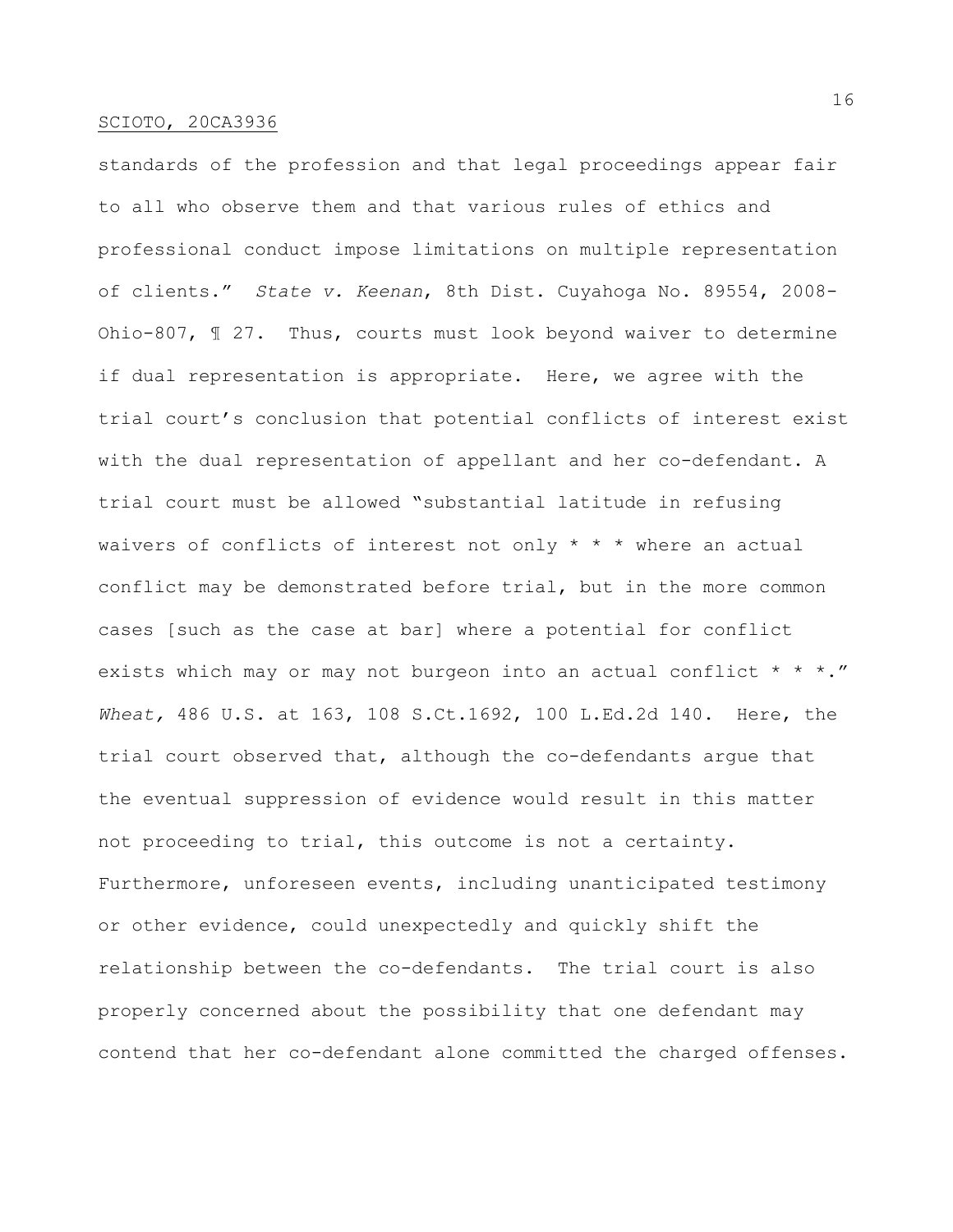standards of the profession and that legal proceedings appear fair to all who observe them and that various rules of ethics and professional conduct impose limitations on multiple representation of clients." *State v. Keenan*, 8th Dist. Cuyahoga No. 89554, 2008-Ohio-807, ¶ 27. Thus, courts must look beyond waiver to determine if dual representation is appropriate. Here, we agree with the trial court's conclusion that potential conflicts of interest exist with the dual representation of appellant and her co-defendant. A trial court must be allowed "substantial latitude in refusing waivers of conflicts of interest not only * * * where an actual conflict may be demonstrated before trial, but in the more common cases [such as the case at bar] where a potential for conflict exists which may or may not burgeon into an actual conflict * * *." *Wheat,* 486 U.S. at 163, 108 S.Ct.1692, 100 L.Ed.2d 140. Here, the trial court observed that, although the co-defendants argue that the eventual suppression of evidence would result in this matter not proceeding to trial, this outcome is not a certainty. Furthermore, unforeseen events, including unanticipated testimony or other evidence, could unexpectedly and quickly shift the relationship between the co-defendants. The trial court is also properly concerned about the possibility that one defendant may contend that her co-defendant alone committed the charged offenses.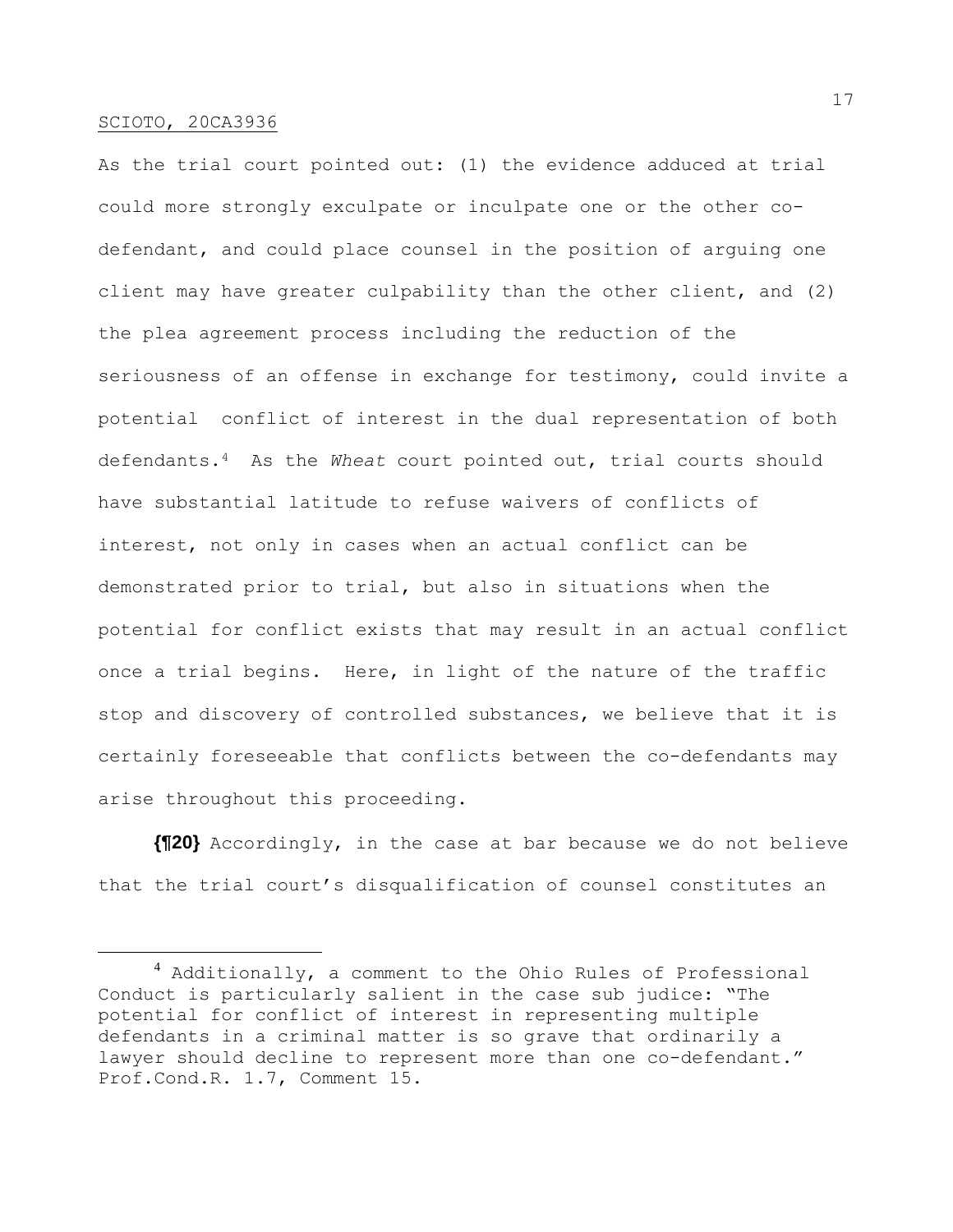As the trial court pointed out: (1) the evidence adduced at trial could more strongly exculpate or inculpate one or the other co-defendant, and could place counsel in the position of arguing one client may have greater culpability than the other client, and (2) the plea agreement process including the reduction of the seriousness of an offense in exchange for testimony, could invite a potential conflict of interest in the dual representation of both defendants.[4] As the *Wheat* court pointed out, trial courts should have substantial latitude to refuse waivers of conflicts of interest, not only in cases when an actual conflict can be demonstrated prior to trial, but also in situations when the potential for conflict exists that may result in an actual conflict once a trial begins. Here, in light of the nature of the traffic stop and discovery of controlled substances, we believe that it is certainly foreseeable that conflicts between the co-defendants may arise throughout this proceeding.

**{¶20}** Accordingly, in the case at bar because we do not believe that the trial court's disqualification of counsel constitutes an

---

[4] Additionally, a comment to the Ohio Rules of Professional Conduct is particularly salient in the case sub judice: "The potential for conflict of interest in representing multiple defendants in a criminal matter is so grave that ordinarily a lawyer should decline to represent more than one co-defendant." Prof.Cond.R. 1.7, Comment 15.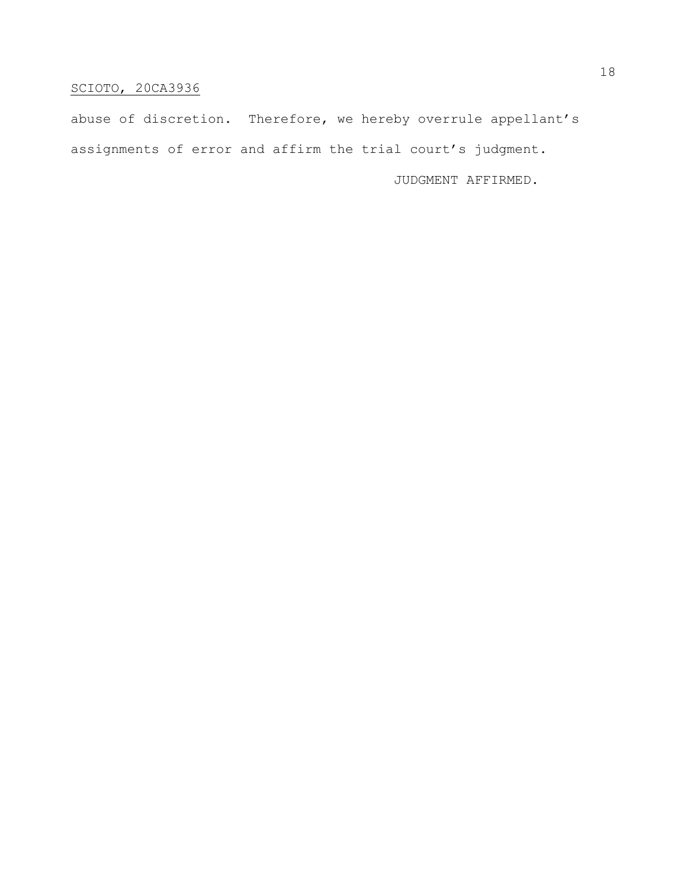abuse of discretion. Therefore, we hereby overrule appellant's assignments of error and affirm the trial court's judgment.

JUDGMENT AFFIRMED.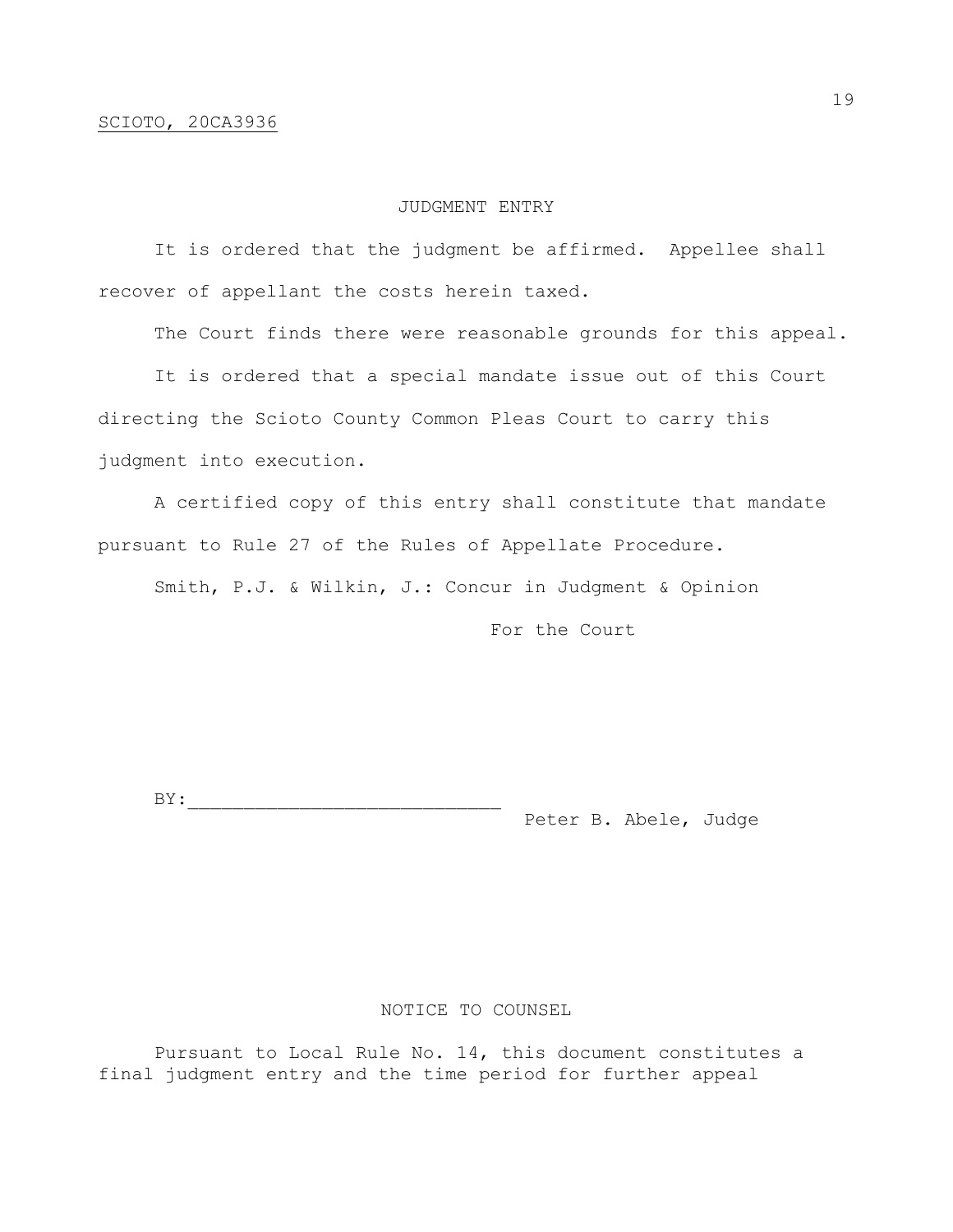SCIOTO, 20CA3936

JUDGMENT ENTRY

It is ordered that the judgment be affirmed. Appellee shall recover of appellant the costs herein taxed.

The Court finds there were reasonable grounds for this appeal.

It is ordered that a special mandate issue out of this Court directing the Scioto County Common Pleas Court to carry this judgment into execution.

A certified copy of this entry shall constitute that mandate pursuant to Rule 27 of the Rules of Appellate Procedure.

Smith, P.J. & Wilkin, J.: Concur in Judgment & Opinion

For the Court

BY:____________________________
Peter B. Abele, Judge

NOTICE TO COUNSEL

Pursuant to Local Rule No. 14, this document constitutes a final judgment entry and the time period for further appeal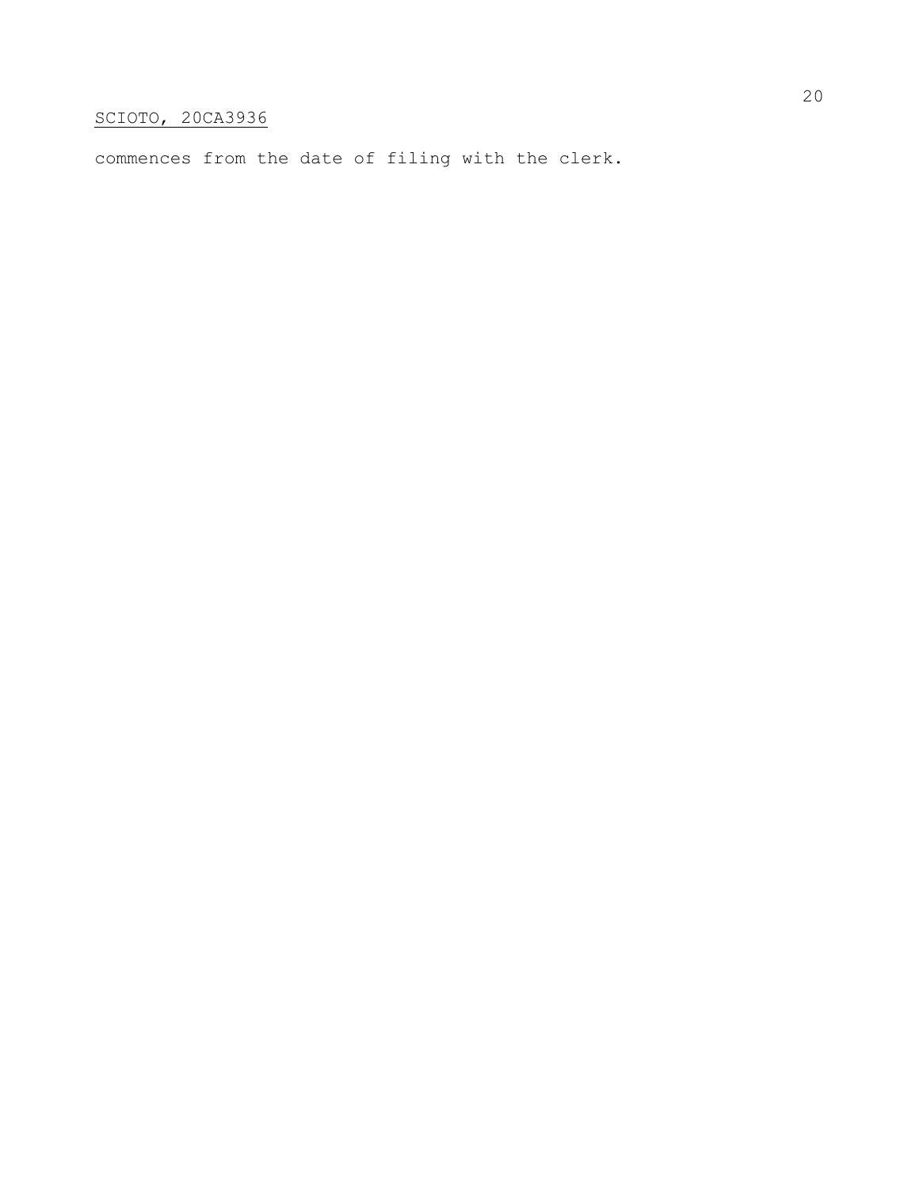commences from the date of filing with the clerk.